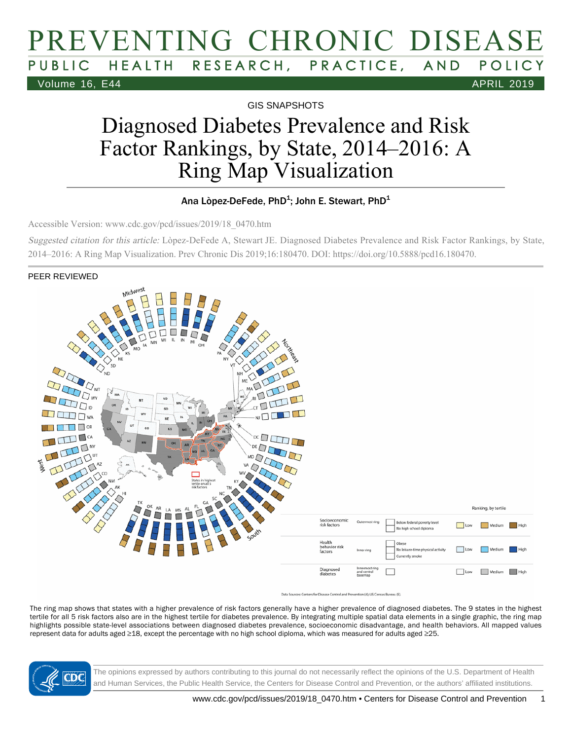GIS SNAPSHOTS

# Diagnosed Diabetes Prevalence and Risk Factor Rankings, by State, 2014–2016: A Ring Map Visualization

Ana Lòpez-DeFede, PhD[1]; John E. Stewart, PhD[1]

Accessible Version: www.cdc.gov/pcd/issues/2019/18_0470.htm

*Suggested citation for this article:* Lòpez-DeFede A, Stewart JE. Diagnosed Diabetes Prevalence and Risk Factor Rankings, by State, 2014–2016: A Ring Map Visualization. Prev Chronic Dis 2019;16:180470. DOI: https://doi.org/10.5888/pcd16.180470.

PEER REVIEWED

The ring map shows that states with a higher prevalence of risk factors generally have a higher prevalence of diagnosed diabetes. The 9 states in the highest tertile for all 5 risk factors also are in the highest tertile for diabetes prevalence. By integrating multiple spatial data elements in a single graphic, the ring map highlights possible state-level associations between diagnosed diabetes prevalence, socioeconomic disadvantage, and health behaviors. All mapped values represent data for adults aged ≥18, except the percentage with no high school diploma, which was measured for adults aged ≥25.

The opinions expressed by authors contributing to this journal do not necessarily reflect the opinions of the U.S. Department of Health and Human Services, the Public Health Service, the Centers for Disease Control and Prevention, or the authors' affiliated institutions.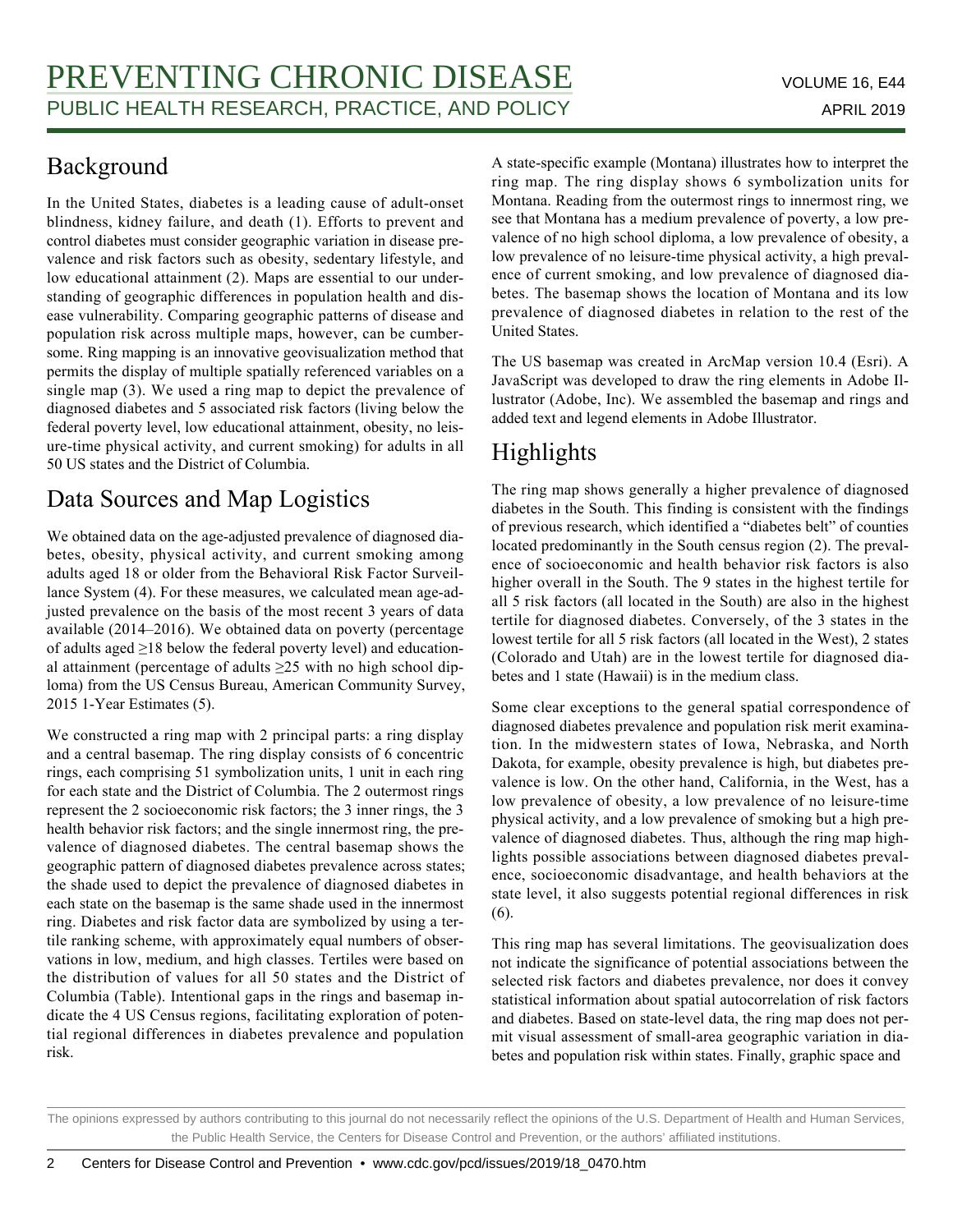## Background

In the United States, diabetes is a leading cause of adult-onset blindness, kidney failure, and death (1). Efforts to prevent and control diabetes must consider geographic variation in disease prevalence and risk factors such as obesity, sedentary lifestyle, and low educational attainment (2). Maps are essential to our understanding of geographic differences in population health and disease vulnerability. Comparing geographic patterns of disease and population risk across multiple maps, however, can be cumbersome. Ring mapping is an innovative geovisualization method that permits the display of multiple spatially referenced variables on a single map (3). We used a ring map to depict the prevalence of diagnosed diabetes and 5 associated risk factors (living below the federal poverty level, low educational attainment, obesity, no leisure-time physical activity, and current smoking) for adults in all 50 US states and the District of Columbia.

## Data Sources and Map Logistics

We obtained data on the age-adjusted prevalence of diagnosed diabetes, obesity, physical activity, and current smoking among adults aged 18 or older from the Behavioral Risk Factor Surveillance System (4). For these measures, we calculated mean age-adjusted prevalence on the basis of the most recent 3 years of data available (2014–2016). We obtained data on poverty (percentage of adults aged ≥18 below the federal poverty level) and educational attainment (percentage of adults ≥25 with no high school diploma) from the US Census Bureau, American Community Survey, 2015 1-Year Estimates (5).

We constructed a ring map with 2 principal parts: a ring display and a central basemap. The ring display consists of 6 concentric rings, each comprising 51 symbolization units, 1 unit in each ring for each state and the District of Columbia. The 2 outermost rings represent the 2 socioeconomic risk factors; the 3 inner rings, the 3 health behavior risk factors; and the single innermost ring, the prevalence of diagnosed diabetes. The central basemap shows the geographic pattern of diagnosed diabetes prevalence across states; the shade used to depict the prevalence of diagnosed diabetes in each state on the basemap is the same shade used in the innermost ring. Diabetes and risk factor data are symbolized by using a tertile ranking scheme, with approximately equal numbers of observations in low, medium, and high classes. Tertiles were based on the distribution of values for all 50 states and the District of Columbia (Table). Intentional gaps in the rings and basemap indicate the 4 US Census regions, facilitating exploration of potential regional differences in diabetes prevalence and population risk.

A state-specific example (Montana) illustrates how to interpret the ring map. The ring display shows 6 symbolization units for Montana. Reading from the outermost rings to innermost ring, we see that Montana has a medium prevalence of poverty, a low prevalence of no high school diploma, a low prevalence of obesity, a low prevalence of no leisure-time physical activity, a high prevalence of current smoking, and low prevalence of diagnosed diabetes. The basemap shows the location of Montana and its low prevalence of diagnosed diabetes in relation to the rest of the United States.

The US basemap was created in ArcMap version 10.4 (Esri). A JavaScript was developed to draw the ring elements in Adobe Illustrator (Adobe, Inc). We assembled the basemap and rings and added text and legend elements in Adobe Illustrator.

## Highlights

The ring map shows generally a higher prevalence of diagnosed diabetes in the South. This finding is consistent with the findings of previous research, which identified a "diabetes belt" of counties located predominantly in the South census region (2). The prevalence of socioeconomic and health behavior risk factors is also higher overall in the South. The 9 states in the highest tertile for all 5 risk factors (all located in the South) are also in the highest tertile for diagnosed diabetes. Conversely, of the 3 states in the lowest tertile for all 5 risk factors (all located in the West), 2 states (Colorado and Utah) are in the lowest tertile for diagnosed diabetes and 1 state (Hawaii) is in the medium class.

Some clear exceptions to the general spatial correspondence of diagnosed diabetes prevalence and population risk merit examination. In the midwestern states of Iowa, Nebraska, and North Dakota, for example, obesity prevalence is high, but diabetes prevalence is low. On the other hand, California, in the West, has a low prevalence of obesity, a low prevalence of no leisure-time physical activity, and a low prevalence of smoking but a high prevalence of diagnosed diabetes. Thus, although the ring map highlights possible associations between diagnosed diabetes prevalence, socioeconomic disadvantage, and health behaviors at the state level, it also suggests potential regional differences in risk (6).

This ring map has several limitations. The geovisualization does not indicate the significance of potential associations between the selected risk factors and diabetes prevalence, nor does it convey statistical information about spatial autocorrelation of risk factors and diabetes. Based on state-level data, the ring map does not permit visual assessment of small-area geographic variation in diabetes and population risk within states. Finally, graphic space and

The opinions expressed by authors contributing to this journal do not necessarily reflect the opinions of the U.S. Department of Health and Human Services, the Public Health Service, the Centers for Disease Control and Prevention, or the authors' affiliated institutions.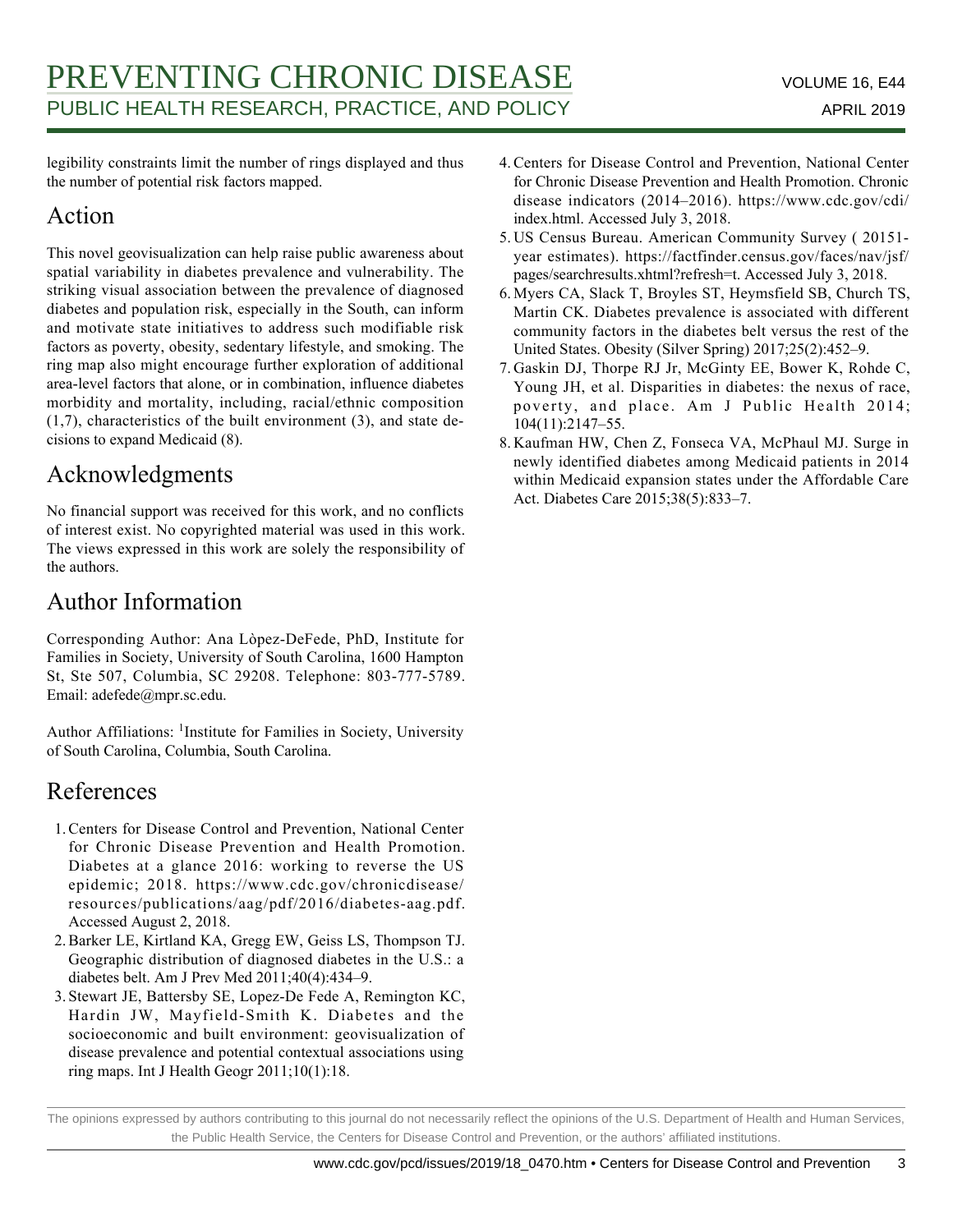legibility constraints limit the number of rings displayed and thus the number of potential risk factors mapped.

## Action

This novel geovisualization can help raise public awareness about spatial variability in diabetes prevalence and vulnerability. The striking visual association between the prevalence of diagnosed diabetes and population risk, especially in the South, can inform and motivate state initiatives to address such modifiable risk factors as poverty, obesity, sedentary lifestyle, and smoking. The ring map also might encourage further exploration of additional area-level factors that alone, or in combination, influence diabetes morbidity and mortality, including, racial/ethnic composition (1,7), characteristics of the built environment (3), and state decisions to expand Medicaid (8).

## Acknowledgments

No financial support was received for this work, and no conflicts of interest exist. No copyrighted material was used in this work. The views expressed in this work are solely the responsibility of the authors.

## Author Information

Corresponding Author: Ana Lòpez-DeFede, PhD, Institute for Families in Society, University of South Carolina, 1600 Hampton St, Ste 507, Columbia, SC 29208. Telephone: 803-777-5789. Email: adefede@mpr.sc.edu.

Author Affiliations: [1]Institute for Families in Society, University of South Carolina, Columbia, South Carolina.

## References

1. Centers for Disease Control and Prevention, National Center for Chronic Disease Prevention and Health Promotion. Diabetes at a glance 2016: working to reverse the US epidemic; 2018. https://www.cdc.gov/chronicdisease/resources/publications/aag/pdf/2016/diabetes-aag.pdf. Accessed August 2, 2018.
2. Barker LE, Kirtland KA, Gregg EW, Geiss LS, Thompson TJ. Geographic distribution of diagnosed diabetes in the U.S.: a diabetes belt. Am J Prev Med 2011;40(4):434–9.
3. Stewart JE, Battersby SE, Lopez-De Fede A, Remington KC, Hardin JW, Mayfield-Smith K. Diabetes and the socioeconomic and built environment: geovisualization of disease prevalence and potential contextual associations using ring maps. Int J Health Geogr 2011;10(1):18.
4. Centers for Disease Control and Prevention, National Center for Chronic Disease Prevention and Health Promotion. Chronic disease indicators (2014–2016). https://www.cdc.gov/cdi/index.html. Accessed July 3, 2018.
5. US Census Bureau. American Community Survey ( 20151-year estimates). https://factfinder.census.gov/faces/nav/jsf/pages/searchresults.xhtml?refresh=t. Accessed July 3, 2018.
6. Myers CA, Slack T, Broyles ST, Heymsfield SB, Church TS, Martin CK. Diabetes prevalence is associated with different community factors in the diabetes belt versus the rest of the United States. Obesity (Silver Spring) 2017;25(2):452–9.
7. Gaskin DJ, Thorpe RJ Jr, McGinty EE, Bower K, Rohde C, Young JH, et al. Disparities in diabetes: the nexus of race, poverty, and place. Am J Public Health 2014; 104(11):2147–55.
8. Kaufman HW, Chen Z, Fonseca VA, McPhaul MJ. Surge in newly identified diabetes among Medicaid patients in 2014 within Medicaid expansion states under the Affordable Care Act. Diabetes Care 2015;38(5):833–7.

The opinions expressed by authors contributing to this journal do not necessarily reflect the opinions of the U.S. Department of Health and Human Services, the Public Health Service, the Centers for Disease Control and Prevention, or the authors' affiliated institutions.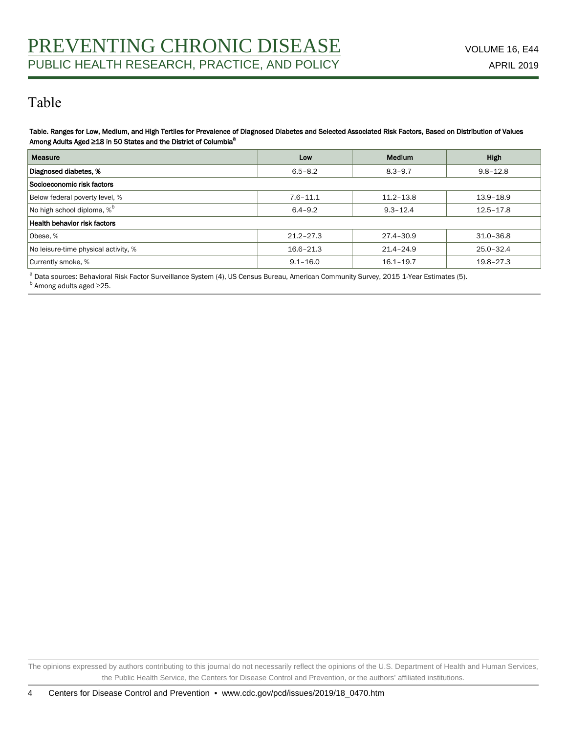## Table

**Table. Ranges for Low, Medium, and High Tertiles for Prevalence of Diagnosed Diabetes and Selected Associated Risk Factors, Based on Distribution of Values Among Adults Aged ≥18 in 50 States and the District of Columbia[a]**

| Measure | Low | Medium | High |
|---|---|---|---|
| **Diagnosed diabetes, %** | 6.5–8.2 | 8.3–9.7 | 9.8–12.8 |
| **Socioeconomic risk factors** | | | |
| Below federal poverty level, % | 7.6–11.1 | 11.2–13.8 | 13.9–18.9 |
| No high school diploma, %[b] | 6.4–9.2 | 9.3–12.4 | 12.5–17.8 |
| **Health behavior risk factors** | | | |
| Obese, % | 21.2–27.3 | 27.4–30.9 | 31.0–36.8 |
| No leisure-time physical activity, % | 16.6–21.3 | 21.4–24.9 | 25.0–32.4 |
| Currently smoke, % | 9.1–16.0 | 16.1–19.7 | 19.8–27.3 |

[a] Data sources: Behavioral Risk Factor Surveillance System (4), US Census Bureau, American Community Survey, 2015 1-Year Estimates (5).
[b] Among adults aged ≥25.